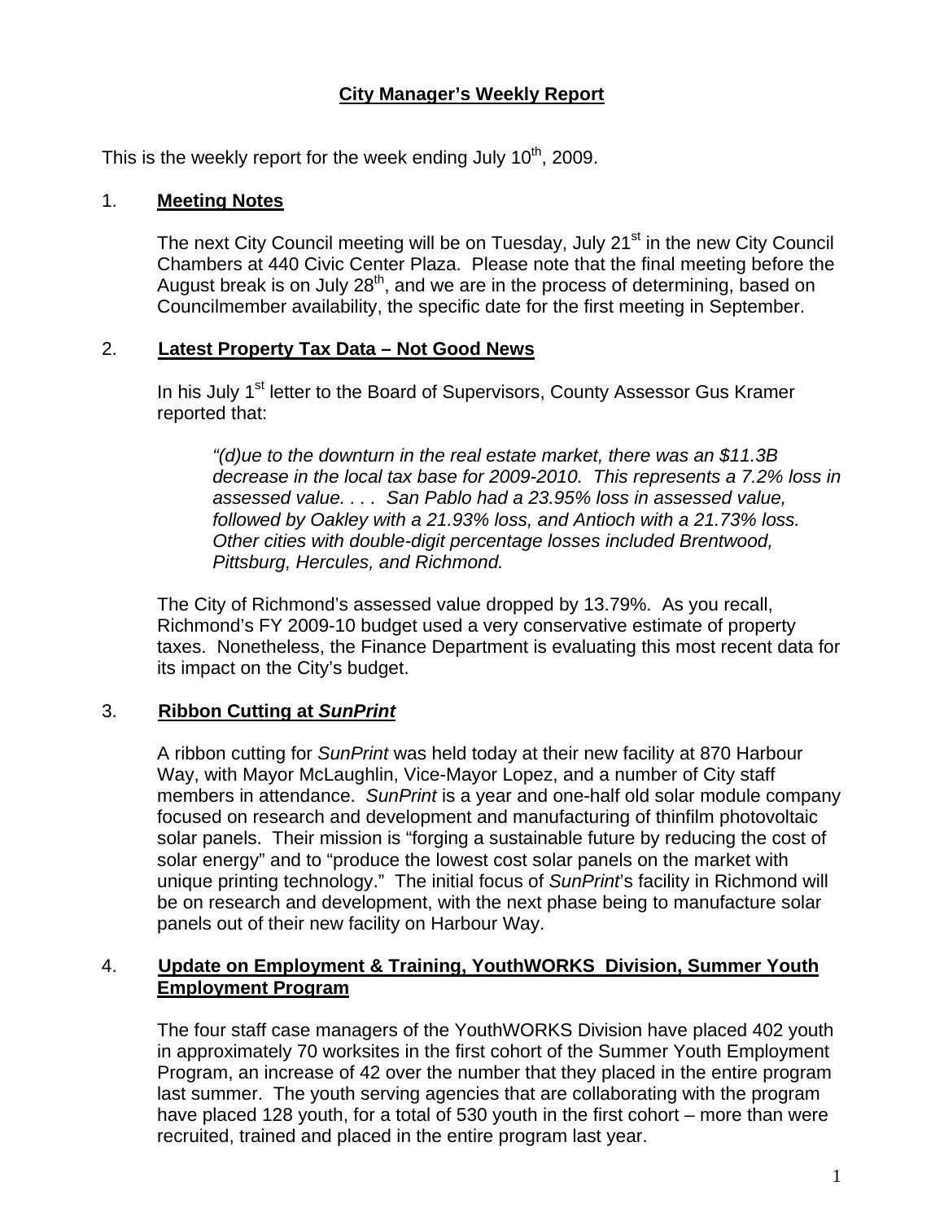# City Manager's Weekly Report

This is the weekly report for the week ending July 10th, 2009.

## 1. Meeting Notes

The next City Council meeting will be on Tuesday, July 21st in the new City Council Chambers at 440 Civic Center Plaza. Please note that the final meeting before the August break is on July 28th, and we are in the process of determining, based on Councilmember availability, the specific date for the first meeting in September.

## 2. Latest Property Tax Data – Not Good News

In his July 1st letter to the Board of Supervisors, County Assessor Gus Kramer reported that:

> *"(d)ue to the downturn in the real estate market, there was an $11.3B decrease in the local tax base for 2009-2010. This represents a 7.2% loss in assessed value. . . . San Pablo had a 23.95% loss in assessed value, followed by Oakley with a 21.93% loss, and Antioch with a 21.73% loss. Other cities with double-digit percentage losses included Brentwood, Pittsburg, Hercules, and Richmond.*

The City of Richmond's assessed value dropped by 13.79%. As you recall, Richmond's FY 2009-10 budget used a very conservative estimate of property taxes. Nonetheless, the Finance Department is evaluating this most recent data for its impact on the City's budget.

## 3. Ribbon Cutting at *SunPrint*

A ribbon cutting for *SunPrint* was held today at their new facility at 870 Harbour Way, with Mayor McLaughlin, Vice-Mayor Lopez, and a number of City staff members in attendance. *SunPrint* is a year and one-half old solar module company focused on research and development and manufacturing of thinfilm photovoltaic solar panels. Their mission is "forging a sustainable future by reducing the cost of solar energy" and to "produce the lowest cost solar panels on the market with unique printing technology." The initial focus of *SunPrint*'s facility in Richmond will be on research and development, with the next phase being to manufacture solar panels out of their new facility on Harbour Way.

## 4. Update on Employment & Training, YouthWORKS Division, Summer Youth Employment Program

The four staff case managers of the YouthWORKS Division have placed 402 youth in approximately 70 worksites in the first cohort of the Summer Youth Employment Program, an increase of 42 over the number that they placed in the entire program last summer. The youth serving agencies that are collaborating with the program have placed 128 youth, for a total of 530 youth in the first cohort – more than were recruited, trained and placed in the entire program last year.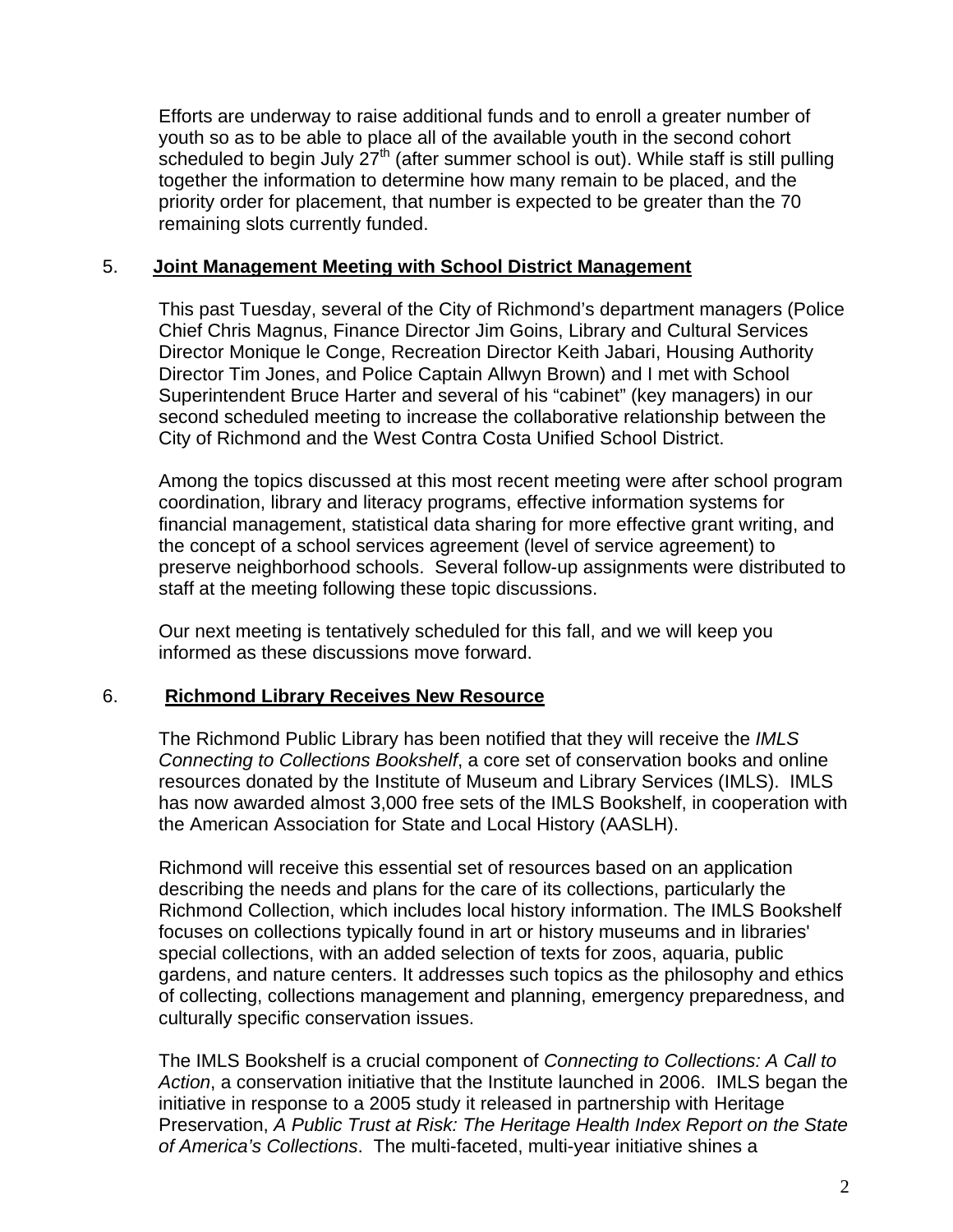Efforts are underway to raise additional funds and to enroll a greater number of youth so as to be able to place all of the available youth in the second cohort scheduled to begin July 27th (after summer school is out). While staff is still pulling together the information to determine how many remain to be placed, and the priority order for placement, that number is expected to be greater than the 70 remaining slots currently funded.

5. **Joint Management Meeting with School District Management**

This past Tuesday, several of the City of Richmond's department managers (Police Chief Chris Magnus, Finance Director Jim Goins, Library and Cultural Services Director Monique le Conge, Recreation Director Keith Jabari, Housing Authority Director Tim Jones, and Police Captain Allwyn Brown) and I met with School Superintendent Bruce Harter and several of his "cabinet" (key managers) in our second scheduled meeting to increase the collaborative relationship between the City of Richmond and the West Contra Costa Unified School District.

Among the topics discussed at this most recent meeting were after school program coordination, library and literacy programs, effective information systems for financial management, statistical data sharing for more effective grant writing, and the concept of a school services agreement (level of service agreement) to preserve neighborhood schools. Several follow-up assignments were distributed to staff at the meeting following these topic discussions.

Our next meeting is tentatively scheduled for this fall, and we will keep you informed as these discussions move forward.

6. **Richmond Library Receives New Resource**

The Richmond Public Library has been notified that they will receive the *IMLS Connecting to Collections Bookshelf*, a core set of conservation books and online resources donated by the Institute of Museum and Library Services (IMLS). IMLS has now awarded almost 3,000 free sets of the IMLS Bookshelf, in cooperation with the American Association for State and Local History (AASLH).

Richmond will receive this essential set of resources based on an application describing the needs and plans for the care of its collections, particularly the Richmond Collection, which includes local history information. The IMLS Bookshelf focuses on collections typically found in art or history museums and in libraries' special collections, with an added selection of texts for zoos, aquaria, public gardens, and nature centers. It addresses such topics as the philosophy and ethics of collecting, collections management and planning, emergency preparedness, and culturally specific conservation issues.

The IMLS Bookshelf is a crucial component of *Connecting to Collections: A Call to Action*, a conservation initiative that the Institute launched in 2006. IMLS began the initiative in response to a 2005 study it released in partnership with Heritage Preservation, *A Public Trust at Risk: The Heritage Health Index Report on the State of America's Collections*. The multi-faceted, multi-year initiative shines a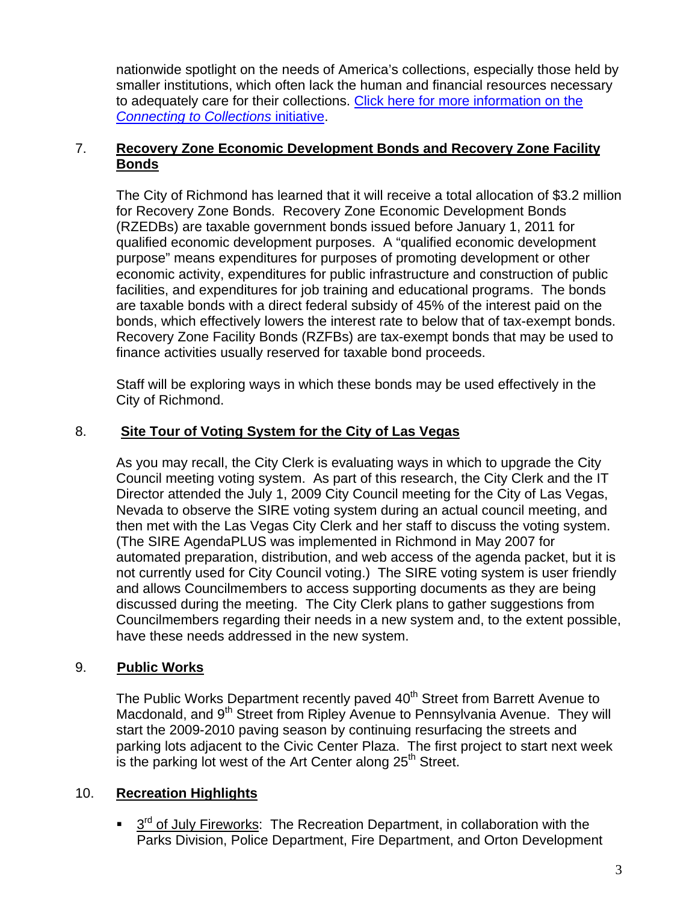nationwide spotlight on the needs of America's collections, especially those held by smaller institutions, which often lack the human and financial resources necessary to adequately care for their collections. [Click here for more information on the *Connecting to Collections* initiative]().

7. **Recovery Zone Economic Development Bonds and Recovery Zone Facility Bonds**

   The City of Richmond has learned that it will receive a total allocation of $3.2 million for Recovery Zone Bonds. Recovery Zone Economic Development Bonds (RZEDBs) are taxable government bonds issued before January 1, 2011 for qualified economic development purposes. A "qualified economic development purpose" means expenditures for purposes of promoting development or other economic activity, expenditures for public infrastructure and construction of public facilities, and expenditures for job training and educational programs. The bonds are taxable bonds with a direct federal subsidy of 45% of the interest paid on the bonds, which effectively lowers the interest rate to below that of tax-exempt bonds. Recovery Zone Facility Bonds (RZFBs) are tax-exempt bonds that may be used to finance activities usually reserved for taxable bond proceeds.

   Staff will be exploring ways in which these bonds may be used effectively in the City of Richmond.

8. **Site Tour of Voting System for the City of Las Vegas**

   As you may recall, the City Clerk is evaluating ways in which to upgrade the City Council meeting voting system. As part of this research, the City Clerk and the IT Director attended the July 1, 2009 City Council meeting for the City of Las Vegas, Nevada to observe the SIRE voting system during an actual council meeting, and then met with the Las Vegas City Clerk and her staff to discuss the voting system. (The SIRE AgendaPLUS was implemented in Richmond in May 2007 for automated preparation, distribution, and web access of the agenda packet, but it is not currently used for City Council voting.) The SIRE voting system is user friendly and allows Councilmembers to access supporting documents as they are being discussed during the meeting. The City Clerk plans to gather suggestions from Councilmembers regarding their needs in a new system and, to the extent possible, have these needs addressed in the new system.

9. **Public Works**

   The Public Works Department recently paved 40th Street from Barrett Avenue to Macdonald, and 9th Street from Ripley Avenue to Pennsylvania Avenue. They will start the 2009-2010 paving season by continuing resurfacing the streets and parking lots adjacent to the Civic Center Plaza. The first project to start next week is the parking lot west of the Art Center along 25th Street.

10. **Recreation Highlights**

    - <u>3rd of July Fireworks</u>: The Recreation Department, in collaboration with the Parks Division, Police Department, Fire Department, and Orton Development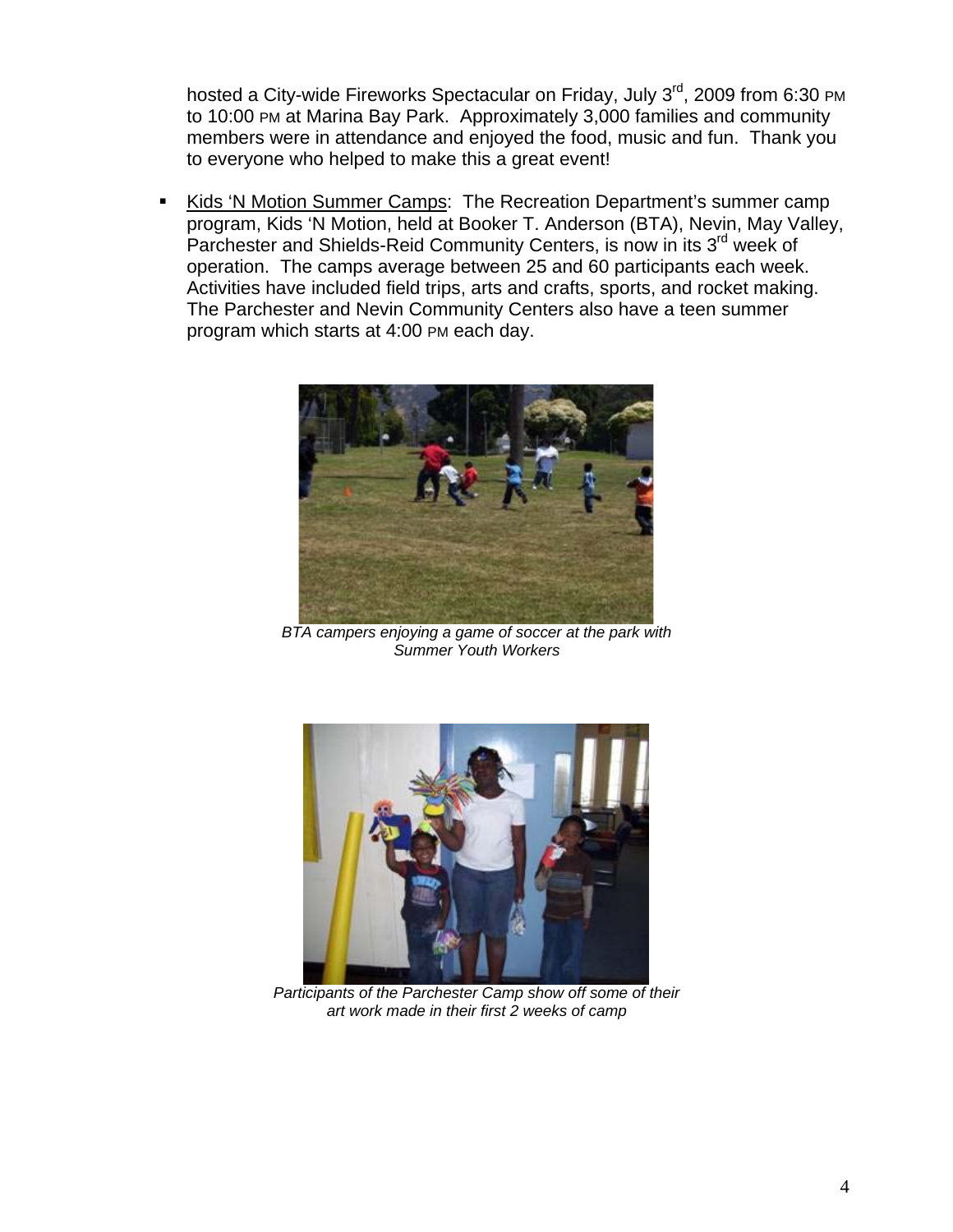hosted a City-wide Fireworks Spectacular on Friday, July 3rd, 2009 from 6:30 PM to 10:00 PM at Marina Bay Park. Approximately 3,000 families and community members were in attendance and enjoyed the food, music and fun. Thank you to everyone who helped to make this a great event!

- Kids 'N Motion Summer Camps: The Recreation Department's summer camp program, Kids 'N Motion, held at Booker T. Anderson (BTA), Nevin, May Valley, Parchester and Shields-Reid Community Centers, is now in its 3rd week of operation. The camps average between 25 and 60 participants each week. Activities have included field trips, arts and crafts, sports, and rocket making. The Parchester and Nevin Community Centers also have a teen summer program which starts at 4:00 PM each day.

*BTA campers enjoying a game of soccer at the park with Summer Youth Workers*

*Participants of the Parchester Camp show off some of their art work made in their first 2 weeks of camp*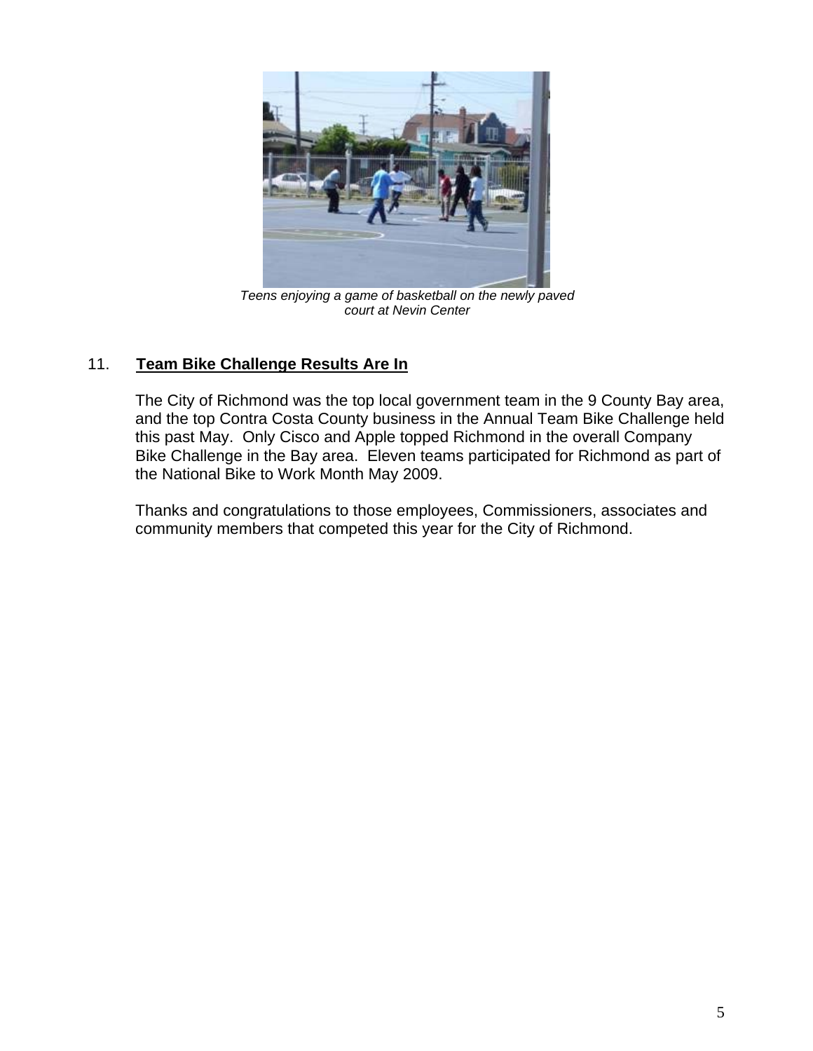*Teens enjoying a game of basketball on the newly paved court at Nevin Center*

## 11. **Team Bike Challenge Results Are In**

The City of Richmond was the top local government team in the 9 County Bay area, and the top Contra Costa County business in the Annual Team Bike Challenge held this past May. Only Cisco and Apple topped Richmond in the overall Company Bike Challenge in the Bay area. Eleven teams participated for Richmond as part of the National Bike to Work Month May 2009.

Thanks and congratulations to those employees, Commissioners, associates and community members that competed this year for the City of Richmond.